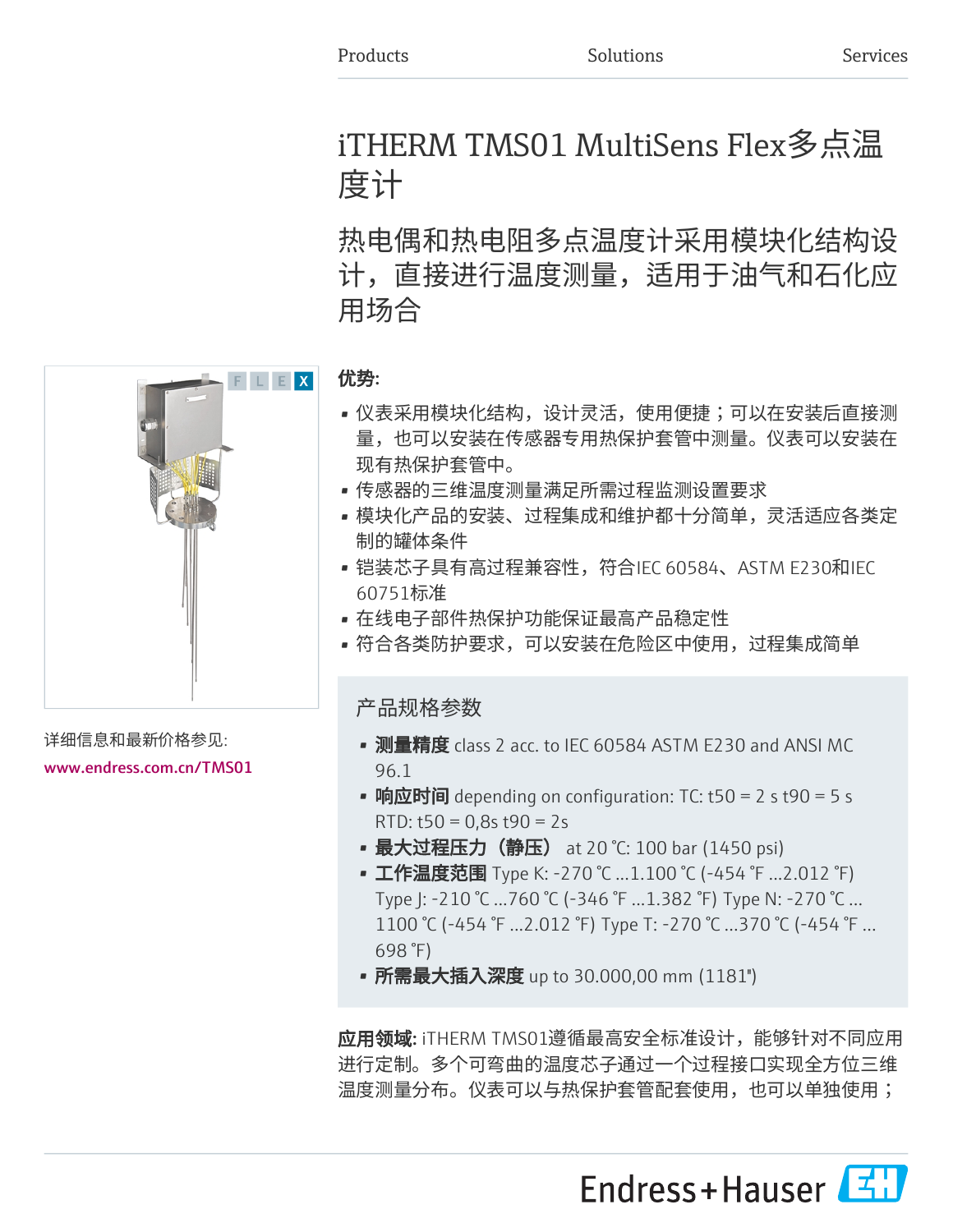Products　　Solutions　　Services

# iTHERM TMS01 MultiSens Flex多点温度计

## 热电偶和热电阻多点温度计采用模块化结构设计，直接进行温度测量，适用于油气和石化应用场合

详细信息和最新价格参见:
www.endress.com.cn/TMS01

**优势:**

- 仪表采用模块化结构，设计灵活，使用便捷；可以在安装后直接测量，也可以安装在传感器专用热保护套管中测量。仪表可以安装在现有热保护套管中。
- 传感器的三维温度测量满足所需过程监测设置要求
- 模块化产品的安装、过程集成和维护都十分简单，灵活适应各类定制的罐体条件
- 铠装芯子具有高过程兼容性，符合IEC 60584、ASTM E230和IEC 60751标准
- 在线电子部件热保护功能保证最高产品稳定性
- 符合各类防护要求，可以安装在危险区中使用，过程集成简单

### 产品规格参数

- **测量精度** class 2 acc. to IEC 60584 ASTM E230 and ANSI MC 96.1
- **响应时间** depending on configuration: TC: t50 = 2 s t90 = 5 s RTD: t50 = 0,8s t90 = 2s
- **最大过程压力（静压）** at 20 °C: 100 bar (1450 psi)
- **工作温度范围** Type K: -270 °C ...1.100 °C (-454 °F ...2.012 °F) Type J: -210 °C ...760 °C (-346 °F ...1.382 °F) Type N: -270 °C ... 1100 °C (-454 °F ...2.012 °F) Type T: -270 °C ...370 °C (-454 °F ... 698 °F)
- **所需最大插入深度** up to 30.000,00 mm (1181")

**应用领域:** iTHERM TMS01遵循最高安全标准设计，能够针对不同应用进行定制。多个可弯曲的温度芯子通过一个过程接口实现全方位三维温度测量分布。仪表可以与热保护套管配套使用，也可以单独使用；

Endress+Hauser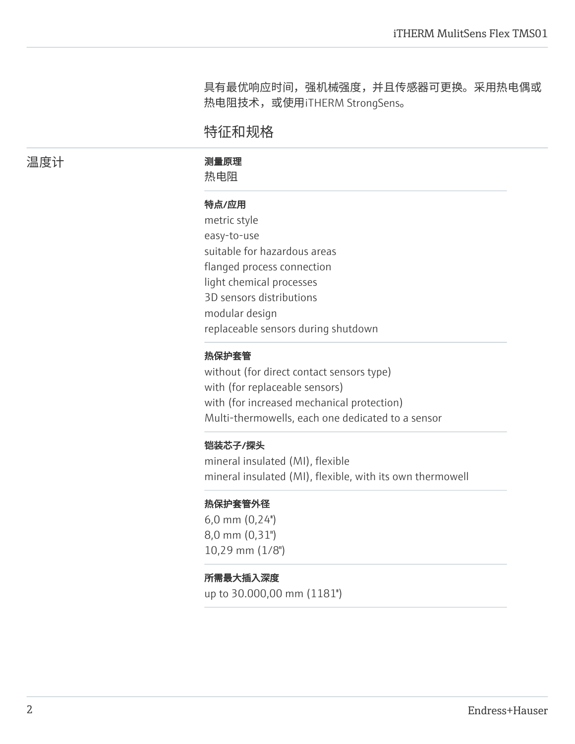具有最优响应时间，强机械强度，并且传感器可更换。采用热电偶或热电阻技术，或使用iTHERM StrongSens。

## 特征和规格

### 温度计

**测量原理**

热电阻

**特点/应用**

metric style
easy-to-use
suitable for hazardous areas
flanged process connection
light chemical processes
3D sensors distributions
modular design
replaceable sensors during shutdown

**热保护套管**

without (for direct contact sensors type)
with (for replaceable sensors)
with (for increased mechanical protection)
Multi-thermowells, each one dedicated to a sensor

**铠装芯子/探头**

mineral insulated (MI), flexible
mineral insulated (MI), flexible, with its own thermowell

**热保护套管外径**

6,0 mm (0,24")
8,0 mm (0,31")
10,29 mm (1/8")

**所需最大插入深度**

up to 30.000,00 mm (1181")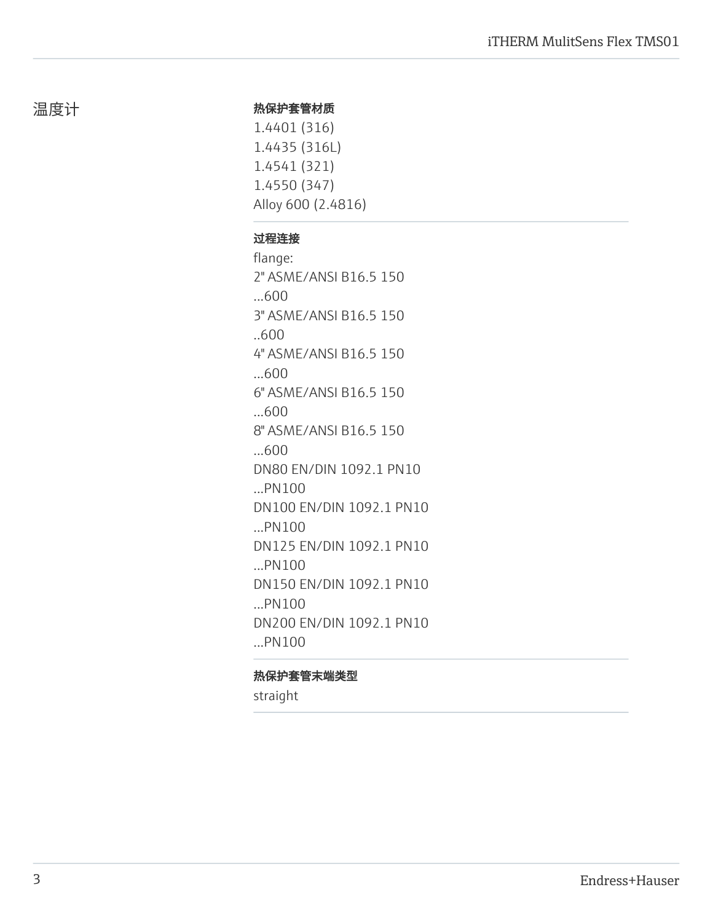## 温度计

**热保护套管材质**

1.4401 (316)
1.4435 (316L)
1.4541 (321)
1.4550 (347)
Alloy 600 (2.4816)

**过程连接**

flange:
2" ASME/ANSI B16.5 150 ...600
3" ASME/ANSI B16.5 150 ..600
4" ASME/ANSI B16.5 150 ...600
6" ASME/ANSI B16.5 150 ...600
8" ASME/ANSI B16.5 150 ...600
DN80 EN/DIN 1092.1 PN10 ...PN100
DN100 EN/DIN 1092.1 PN10 ...PN100
DN125 EN/DIN 1092.1 PN10 ...PN100
DN150 EN/DIN 1092.1 PN10 ...PN100
DN200 EN/DIN 1092.1 PN10 ...PN100

**热保护套管末端类型**

straight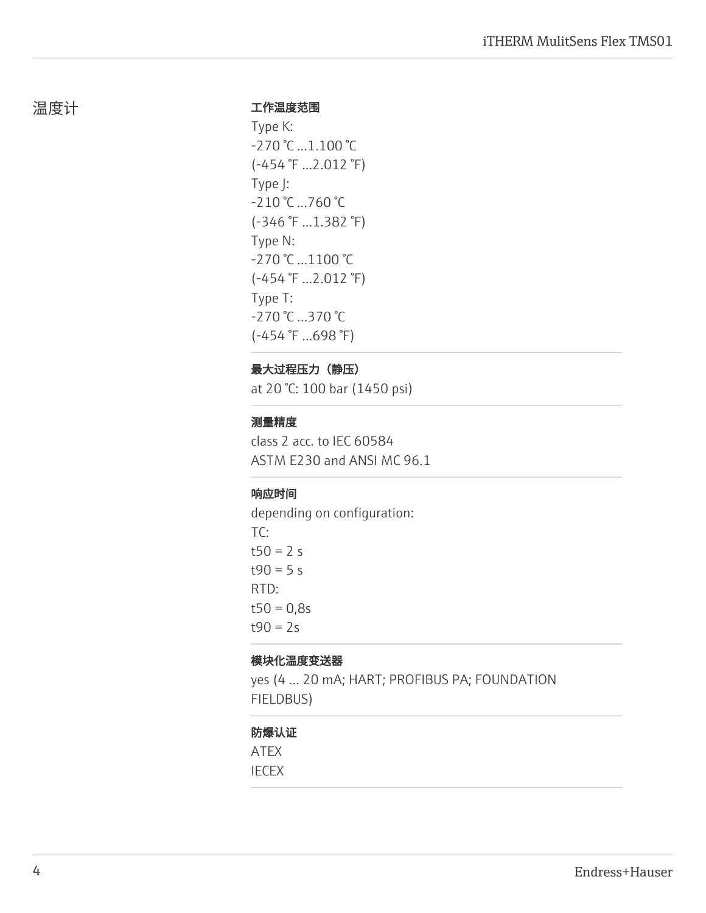## 温度计

**工作温度范围**

Type K:
-270 °C ...1.100 °C
(-454 °F ...2.012 °F)
Type J:
-210 °C ...760 °C
(-346 °F ...1.382 °F)
Type N:
-270 °C ...1100 °C
(-454 °F ...2.012 °F)
Type T:
-270 °C ...370 °C
(-454 °F ...698 °F)

**最大过程压力（静压）**

at 20 °C: 100 bar (1450 psi)

**测量精度**

class 2 acc. to IEC 60584
ASTM E230 and ANSI MC 96.1

**响应时间**

depending on configuration:
TC:
t50 = 2 s
t90 = 5 s
RTD:
t50 = 0,8s
t90 = 2s

**模块化温度变送器**

yes (4 ... 20 mA; HART; PROFIBUS PA; FOUNDATION FIELDBUS)

**防爆认证**

ATEX
IECEX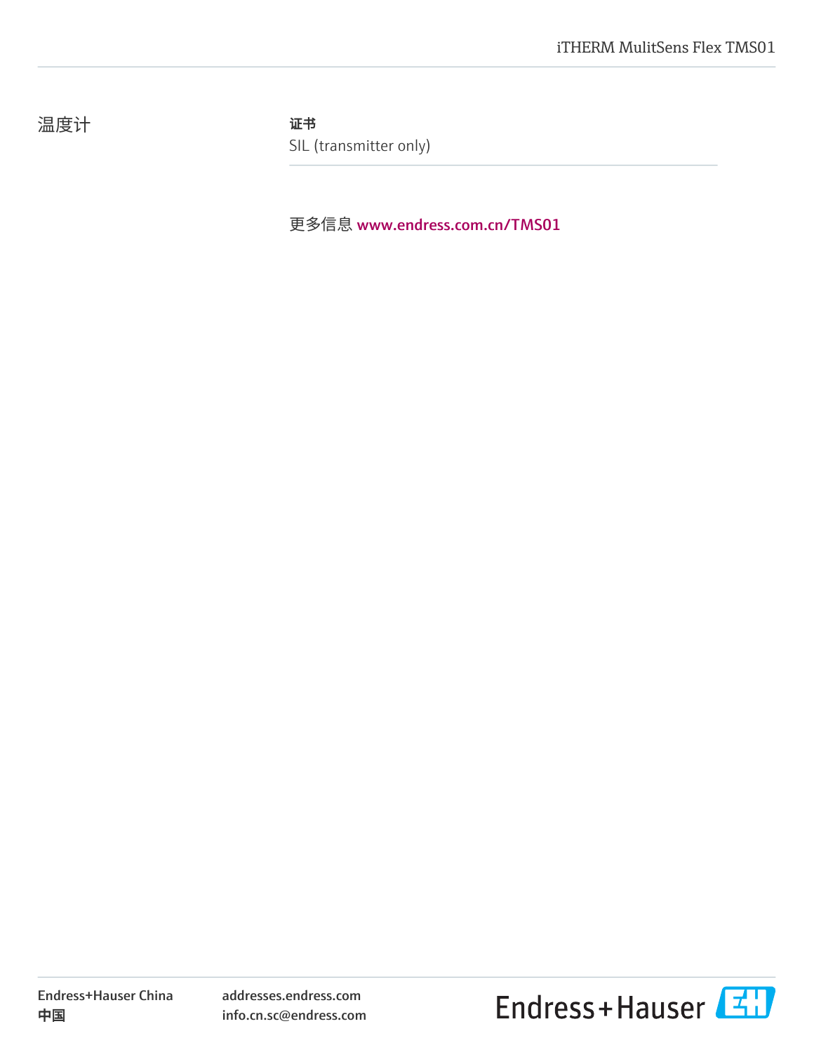温度计

**证书**

SIL (transmitter only)

更多信息 www.endress.com.cn/TMS01

Endress+Hauser China
中国

addresses.endress.com
info.cn.sc@endress.com